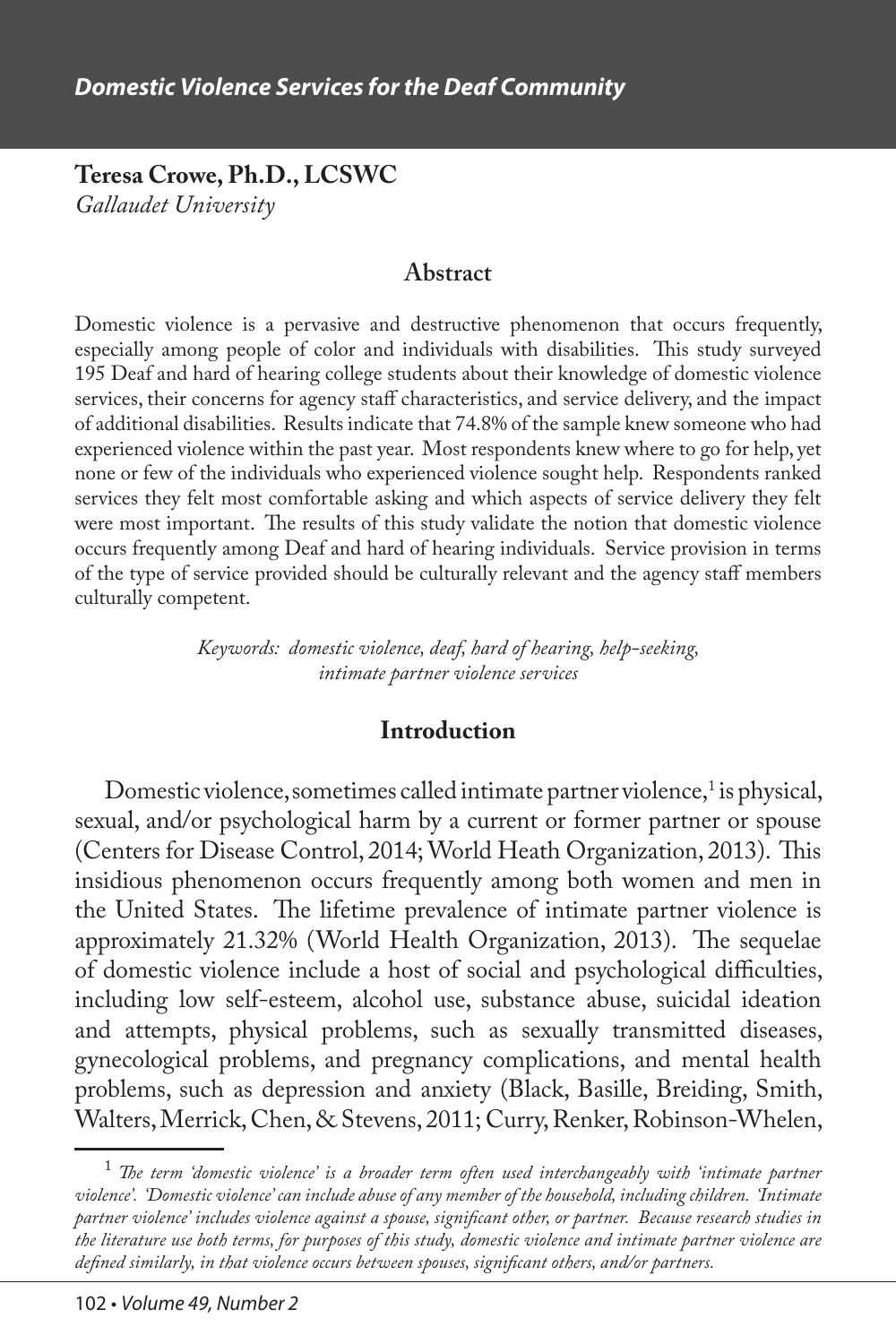# Domestic Violence Services for the Deaf Community

**Teresa Crowe, Ph.D., LCSWC**
*Gallaudet University*

## Abstract

Domestic violence is a pervasive and destructive phenomenon that occurs frequently, especially among people of color and individuals with disabilities. This study surveyed 195 Deaf and hard of hearing college students about their knowledge of domestic violence services, their concerns for agency staff characteristics, and service delivery, and the impact of additional disabilities. Results indicate that 74.8% of the sample knew someone who had experienced violence within the past year. Most respondents knew where to go for help, yet none or few of the individuals who experienced violence sought help. Respondents ranked services they felt most comfortable asking and which aspects of service delivery they felt were most important. The results of this study validate the notion that domestic violence occurs frequently among Deaf and hard of hearing individuals. Service provision in terms of the type of service provided should be culturally relevant and the agency staff members culturally competent.

*Keywords: domestic violence, deaf, hard of hearing, help-seeking, intimate partner violence services*

## Introduction

Domestic violence, sometimes called intimate partner violence,[1] is physical, sexual, and/or psychological harm by a current or former partner or spouse (Centers for Disease Control, 2014; World Heath Organization, 2013). This insidious phenomenon occurs frequently among both women and men in the United States. The lifetime prevalence of intimate partner violence is approximately 21.32% (World Health Organization, 2013). The sequelae of domestic violence include a host of social and psychological difficulties, including low self-esteem, alcohol use, substance abuse, suicidal ideation and attempts, physical problems, such as sexually transmitted diseases, gynecological problems, and pregnancy complications, and mental health problems, such as depression and anxiety (Black, Basille, Breiding, Smith, Walters, Merrick, Chen, & Stevens, 2011; Curry, Renker, Robinson-Whelen,

[1] *The term 'domestic violence' is a broader term often used interchangeably with 'intimate partner violence'. 'Domestic violence' can include abuse of any member of the household, including children. 'Intimate partner violence' includes violence against a spouse, significant other, or partner. Because research studies in the literature use both terms, for purposes of this study, domestic violence and intimate partner violence are defined similarly, in that violence occurs between spouses, significant others, and/or partners.*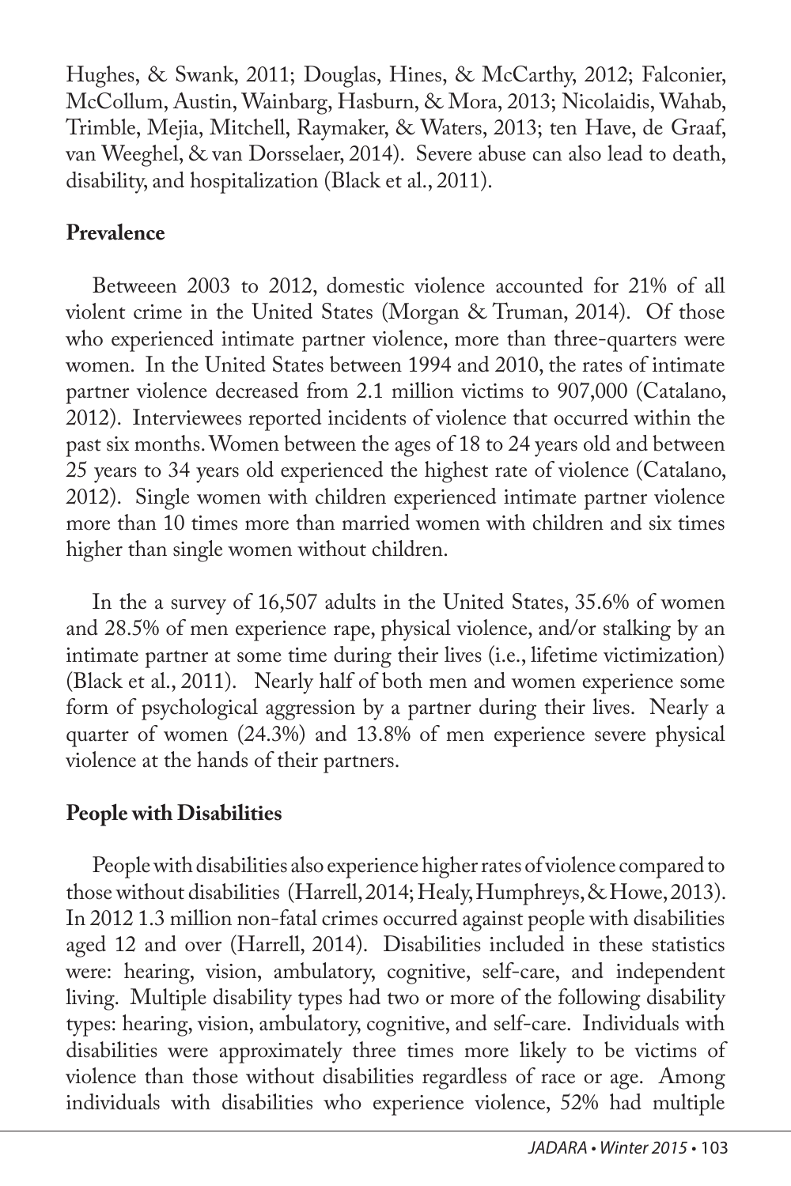Hughes, & Swank, 2011; Douglas, Hines, & McCarthy, 2012; Falconier, McCollum, Austin, Wainbarg, Hasburn, & Mora, 2013; Nicolaidis, Wahab, Trimble, Mejia, Mitchell, Raymaker, & Waters, 2013; ten Have, de Graaf, van Weeghel, & van Dorsselaer, 2014). Severe abuse can also lead to death, disability, and hospitalization (Black et al., 2011).

## Prevalence

Betweeen 2003 to 2012, domestic violence accounted for 21% of all violent crime in the United States (Morgan & Truman, 2014). Of those who experienced intimate partner violence, more than three-quarters were women. In the United States between 1994 and 2010, the rates of intimate partner violence decreased from 2.1 million victims to 907,000 (Catalano, 2012). Interviewees reported incidents of violence that occurred within the past six months. Women between the ages of 18 to 24 years old and between 25 years to 34 years old experienced the highest rate of violence (Catalano, 2012). Single women with children experienced intimate partner violence more than 10 times more than married women with children and six times higher than single women without children.

In the a survey of 16,507 adults in the United States, 35.6% of women and 28.5% of men experience rape, physical violence, and/or stalking by an intimate partner at some time during their lives (i.e., lifetime victimization) (Black et al., 2011). Nearly half of both men and women experience some form of psychological aggression by a partner during their lives. Nearly a quarter of women (24.3%) and 13.8% of men experience severe physical violence at the hands of their partners.

## People with Disabilities

People with disabilities also experience higher rates of violence compared to those without disabilities (Harrell, 2014; Healy, Humphreys, & Howe, 2013). In 2012 1.3 million non-fatal crimes occurred against people with disabilities aged 12 and over (Harrell, 2014). Disabilities included in these statistics were: hearing, vision, ambulatory, cognitive, self-care, and independent living. Multiple disability types had two or more of the following disability types: hearing, vision, ambulatory, cognitive, and self-care. Individuals with disabilities were approximately three times more likely to be victims of violence than those without disabilities regardless of race or age. Among individuals with disabilities who experience violence, 52% had multiple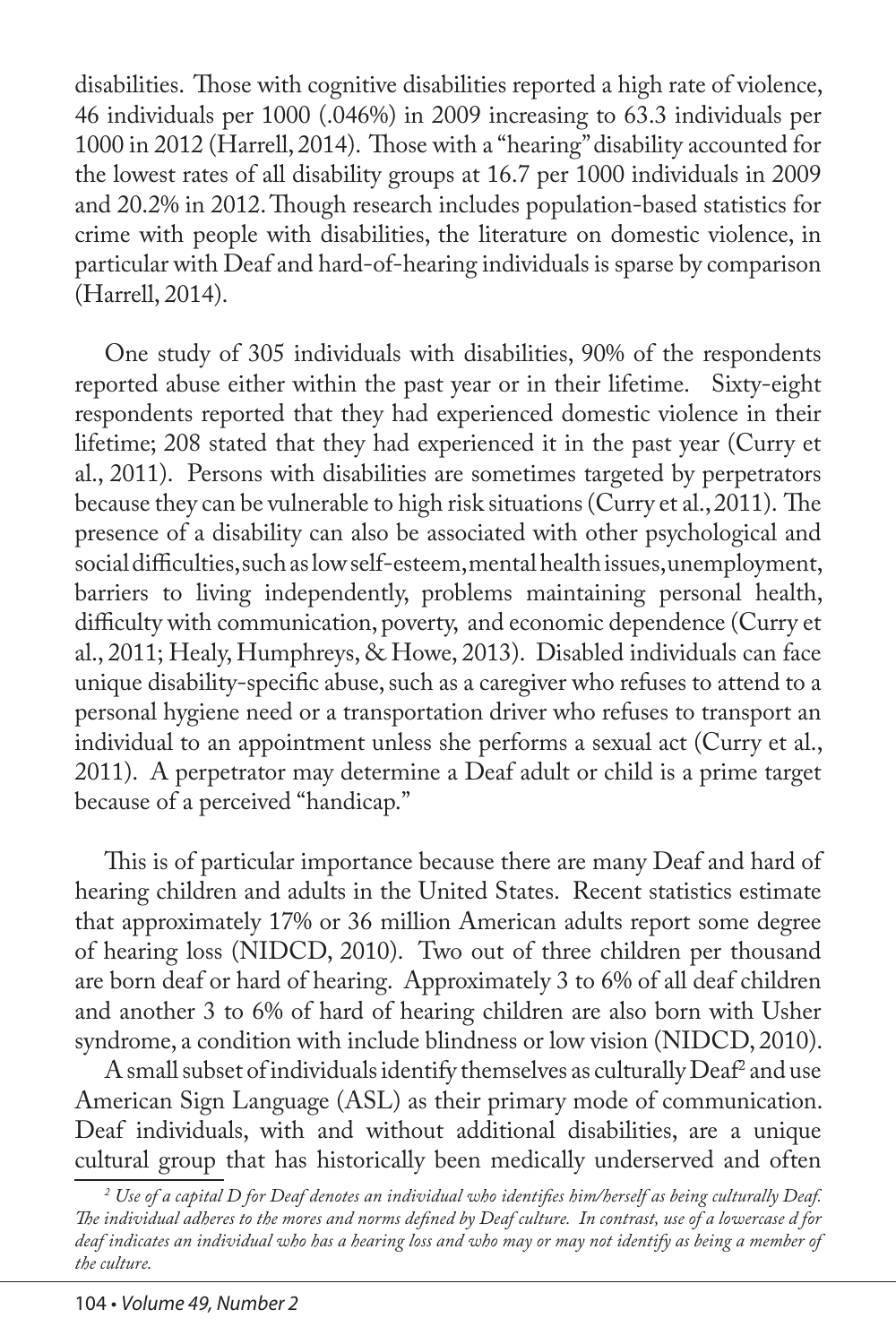disabilities. Those with cognitive disabilities reported a high rate of violence, 46 individuals per 1000 (.046%) in 2009 increasing to 63.3 individuals per 1000 in 2012 (Harrell, 2014). Those with a "hearing" disability accounted for the lowest rates of all disability groups at 16.7 per 1000 individuals in 2009 and 20.2% in 2012. Though research includes population-based statistics for crime with people with disabilities, the literature on domestic violence, in particular with Deaf and hard-of-hearing individuals is sparse by comparison (Harrell, 2014).

One study of 305 individuals with disabilities, 90% of the respondents reported abuse either within the past year or in their lifetime. Sixty-eight respondents reported that they had experienced domestic violence in their lifetime; 208 stated that they had experienced it in the past year (Curry et al., 2011). Persons with disabilities are sometimes targeted by perpetrators because they can be vulnerable to high risk situations (Curry et al., 2011). The presence of a disability can also be associated with other psychological and social difficulties, such as low self-esteem, mental health issues, unemployment, barriers to living independently, problems maintaining personal health, difficulty with communication, poverty, and economic dependence (Curry et al., 2011; Healy, Humphreys, & Howe, 2013). Disabled individuals can face unique disability-specific abuse, such as a caregiver who refuses to attend to a personal hygiene need or a transportation driver who refuses to transport an individual to an appointment unless she performs a sexual act (Curry et al., 2011). A perpetrator may determine a Deaf adult or child is a prime target because of a perceived "handicap."

This is of particular importance because there are many Deaf and hard of hearing children and adults in the United States. Recent statistics estimate that approximately 17% or 36 million American adults report some degree of hearing loss (NIDCD, 2010). Two out of three children per thousand are born deaf or hard of hearing. Approximately 3 to 6% of all deaf children and another 3 to 6% of hard of hearing children are also born with Usher syndrome, a condition with include blindness or low vision (NIDCD, 2010).

A small subset of individuals identify themselves as culturally Deaf[2] and use American Sign Language (ASL) as their primary mode of communication. Deaf individuals, with and without additional disabilities, are a unique cultural group that has historically been medically underserved and often

---

[2] *Use of a capital D for Deaf denotes an individual who identifies him/herself as being culturally Deaf. The individual adheres to the mores and norms defined by Deaf culture. In contrast, use of a lowercase d for deaf indicates an individual who has a hearing loss and who may or may not identify as being a member of the culture.*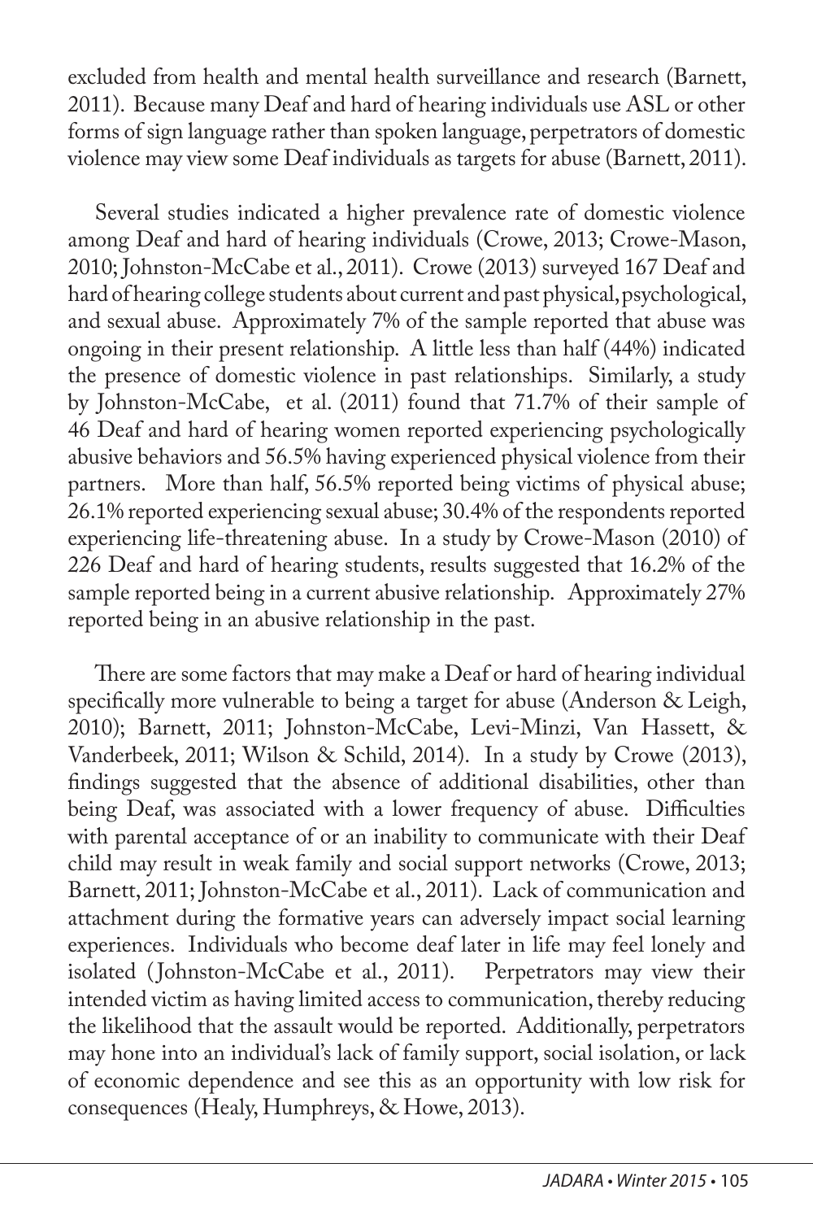excluded from health and mental health surveillance and research (Barnett, 2011). Because many Deaf and hard of hearing individuals use ASL or other forms of sign language rather than spoken language, perpetrators of domestic violence may view some Deaf individuals as targets for abuse (Barnett, 2011).

Several studies indicated a higher prevalence rate of domestic violence among Deaf and hard of hearing individuals (Crowe, 2013; Crowe-Mason, 2010; Johnston-McCabe et al., 2011). Crowe (2013) surveyed 167 Deaf and hard of hearing college students about current and past physical, psychological, and sexual abuse. Approximately 7% of the sample reported that abuse was ongoing in their present relationship. A little less than half (44%) indicated the presence of domestic violence in past relationships. Similarly, a study by Johnston-McCabe, et al. (2011) found that 71.7% of their sample of 46 Deaf and hard of hearing women reported experiencing psychologically abusive behaviors and 56.5% having experienced physical violence from their partners. More than half, 56.5% reported being victims of physical abuse; 26.1% reported experiencing sexual abuse; 30.4% of the respondents reported experiencing life-threatening abuse. In a study by Crowe-Mason (2010) of 226 Deaf and hard of hearing students, results suggested that 16.2% of the sample reported being in a current abusive relationship. Approximately 27% reported being in an abusive relationship in the past.

There are some factors that may make a Deaf or hard of hearing individual specifically more vulnerable to being a target for abuse (Anderson & Leigh, 2010); Barnett, 2011; Johnston-McCabe, Levi-Minzi, Van Hassett, & Vanderbeek, 2011; Wilson & Schild, 2014). In a study by Crowe (2013), findings suggested that the absence of additional disabilities, other than being Deaf, was associated with a lower frequency of abuse. Difficulties with parental acceptance of or an inability to communicate with their Deaf child may result in weak family and social support networks (Crowe, 2013; Barnett, 2011; Johnston-McCabe et al., 2011). Lack of communication and attachment during the formative years can adversely impact social learning experiences. Individuals who become deaf later in life may feel lonely and isolated (Johnston-McCabe et al., 2011). Perpetrators may view their intended victim as having limited access to communication, thereby reducing the likelihood that the assault would be reported. Additionally, perpetrators may hone into an individual's lack of family support, social isolation, or lack of economic dependence and see this as an opportunity with low risk for consequences (Healy, Humphreys, & Howe, 2013).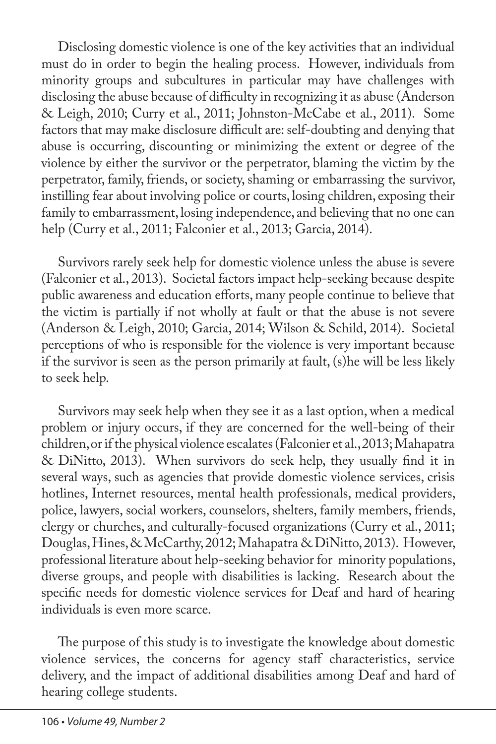Disclosing domestic violence is one of the key activities that an individual must do in order to begin the healing process. However, individuals from minority groups and subcultures in particular may have challenges with disclosing the abuse because of difficulty in recognizing it as abuse (Anderson & Leigh, 2010; Curry et al., 2011; Johnston-McCabe et al., 2011). Some factors that may make disclosure difficult are: self-doubting and denying that abuse is occurring, discounting or minimizing the extent or degree of the violence by either the survivor or the perpetrator, blaming the victim by the perpetrator, family, friends, or society, shaming or embarrassing the survivor, instilling fear about involving police or courts, losing children, exposing their family to embarrassment, losing independence, and believing that no one can help (Curry et al., 2011; Falconier et al., 2013; Garcia, 2014).

Survivors rarely seek help for domestic violence unless the abuse is severe (Falconier et al., 2013). Societal factors impact help-seeking because despite public awareness and education efforts, many people continue to believe that the victim is partially if not wholly at fault or that the abuse is not severe (Anderson & Leigh, 2010; Garcia, 2014; Wilson & Schild, 2014). Societal perceptions of who is responsible for the violence is very important because if the survivor is seen as the person primarily at fault, (s)he will be less likely to seek help.

Survivors may seek help when they see it as a last option, when a medical problem or injury occurs, if they are concerned for the well-being of their children, or if the physical violence escalates (Falconier et al., 2013; Mahapatra & DiNitto, 2013). When survivors do seek help, they usually find it in several ways, such as agencies that provide domestic violence services, crisis hotlines, Internet resources, mental health professionals, medical providers, police, lawyers, social workers, counselors, shelters, family members, friends, clergy or churches, and culturally-focused organizations (Curry et al., 2011; Douglas, Hines, & McCarthy, 2012; Mahapatra & DiNitto, 2013). However, professional literature about help-seeking behavior for minority populations, diverse groups, and people with disabilities is lacking. Research about the specific needs for domestic violence services for Deaf and hard of hearing individuals is even more scarce.

The purpose of this study is to investigate the knowledge about domestic violence services, the concerns for agency staff characteristics, service delivery, and the impact of additional disabilities among Deaf and hard of hearing college students.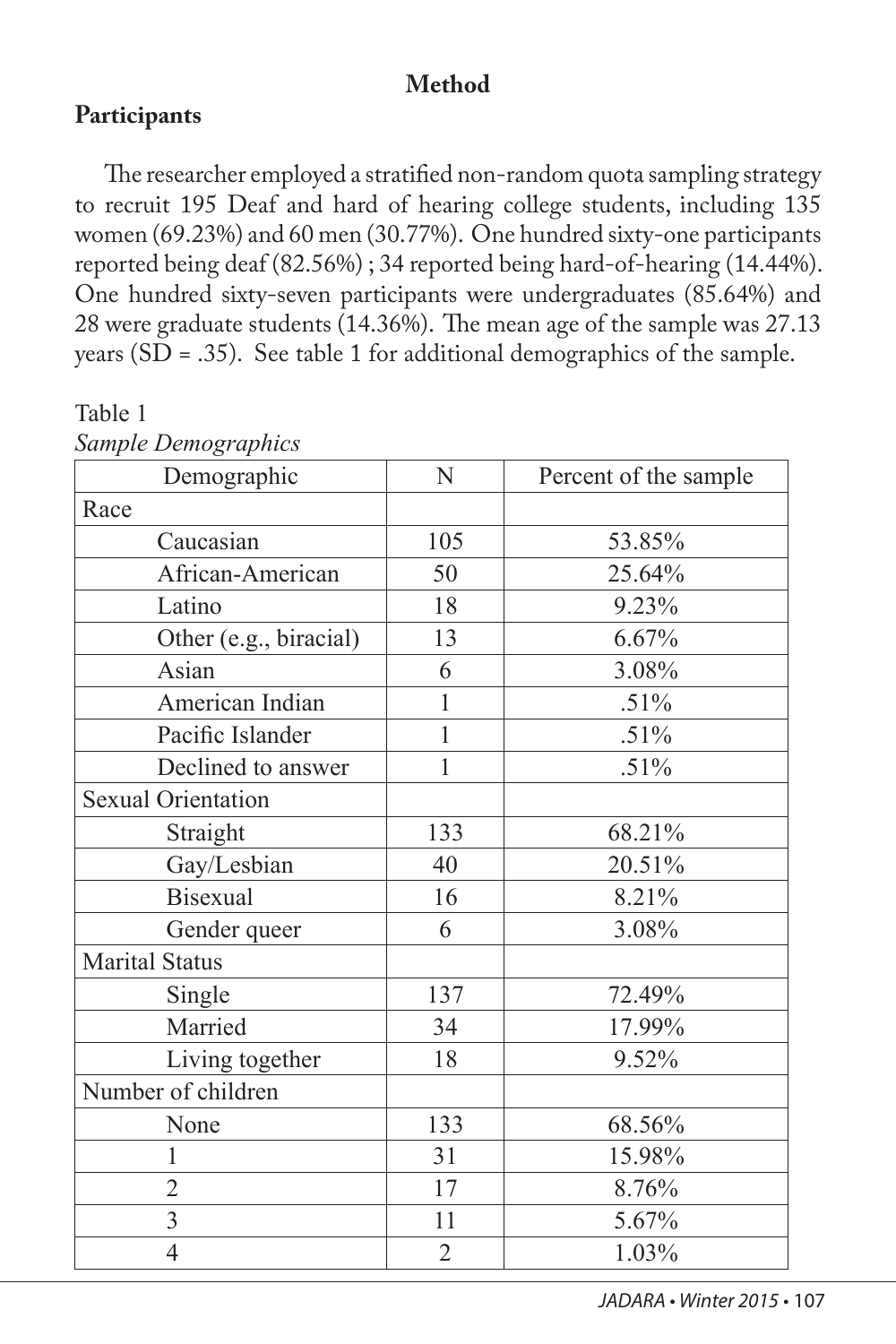## Method

### Participants

The researcher employed a stratified non-random quota sampling strategy to recruit 195 Deaf and hard of hearing college students, including 135 women (69.23%) and 60 men (30.77%). One hundred sixty-one participants reported being deaf (82.56%) ; 34 reported being hard-of-hearing (14.44%). One hundred sixty-seven participants were undergraduates (85.64%) and 28 were graduate students (14.36%). The mean age of the sample was 27.13 years (SD = .35). See table 1 for additional demographics of the sample.

Table 1
*Sample Demographics*

| Demographic | N | Percent of the sample |
|---|---|---|
| Race | | |
| Caucasian | 105 | 53.85% |
| African-American | 50 | 25.64% |
| Latino | 18 | 9.23% |
| Other (e.g., biracial) | 13 | 6.67% |
| Asian | 6 | 3.08% |
| American Indian | 1 | .51% |
| Pacific Islander | 1 | .51% |
| Declined to answer | 1 | .51% |
| Sexual Orientation | | |
| Straight | 133 | 68.21% |
| Gay/Lesbian | 40 | 20.51% |
| Bisexual | 16 | 8.21% |
| Gender queer | 6 | 3.08% |
| Marital Status | | |
| Single | 137 | 72.49% |
| Married | 34 | 17.99% |
| Living together | 18 | 9.52% |
| Number of children | | |
| None | 133 | 68.56% |
| 1 | 31 | 15.98% |
| 2 | 17 | 8.76% |
| 3 | 11 | 5.67% |
| 4 | 2 | 1.03% |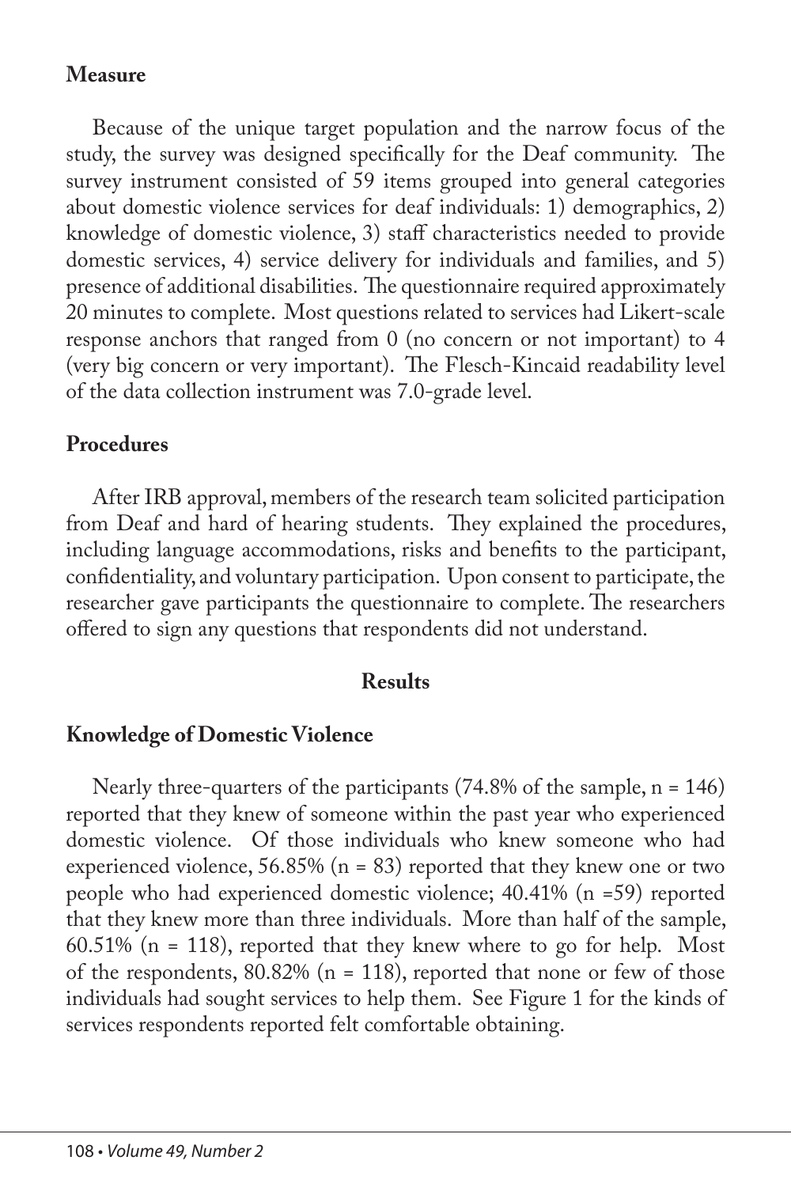## Measure

Because of the unique target population and the narrow focus of the study, the survey was designed specifically for the Deaf community. The survey instrument consisted of 59 items grouped into general categories about domestic violence services for deaf individuals: 1) demographics, 2) knowledge of domestic violence, 3) staff characteristics needed to provide domestic services, 4) service delivery for individuals and families, and 5) presence of additional disabilities. The questionnaire required approximately 20 minutes to complete. Most questions related to services had Likert-scale response anchors that ranged from 0 (no concern or not important) to 4 (very big concern or very important). The Flesch-Kincaid readability level of the data collection instrument was 7.0-grade level.

## Procedures

After IRB approval, members of the research team solicited participation from Deaf and hard of hearing students. They explained the procedures, including language accommodations, risks and benefits to the participant, confidentiality, and voluntary participation. Upon consent to participate, the researcher gave participants the questionnaire to complete. The researchers offered to sign any questions that respondents did not understand.

# Results

## Knowledge of Domestic Violence

Nearly three-quarters of the participants (74.8% of the sample, n = 146) reported that they knew of someone within the past year who experienced domestic violence. Of those individuals who knew someone who had experienced violence, 56.85% (n = 83) reported that they knew one or two people who had experienced domestic violence; 40.41% (n =59) reported that they knew more than three individuals. More than half of the sample, 60.51% (n = 118), reported that they knew where to go for help. Most of the respondents, 80.82% (n = 118), reported that none or few of those individuals had sought services to help them. See Figure 1 for the kinds of services respondents reported felt comfortable obtaining.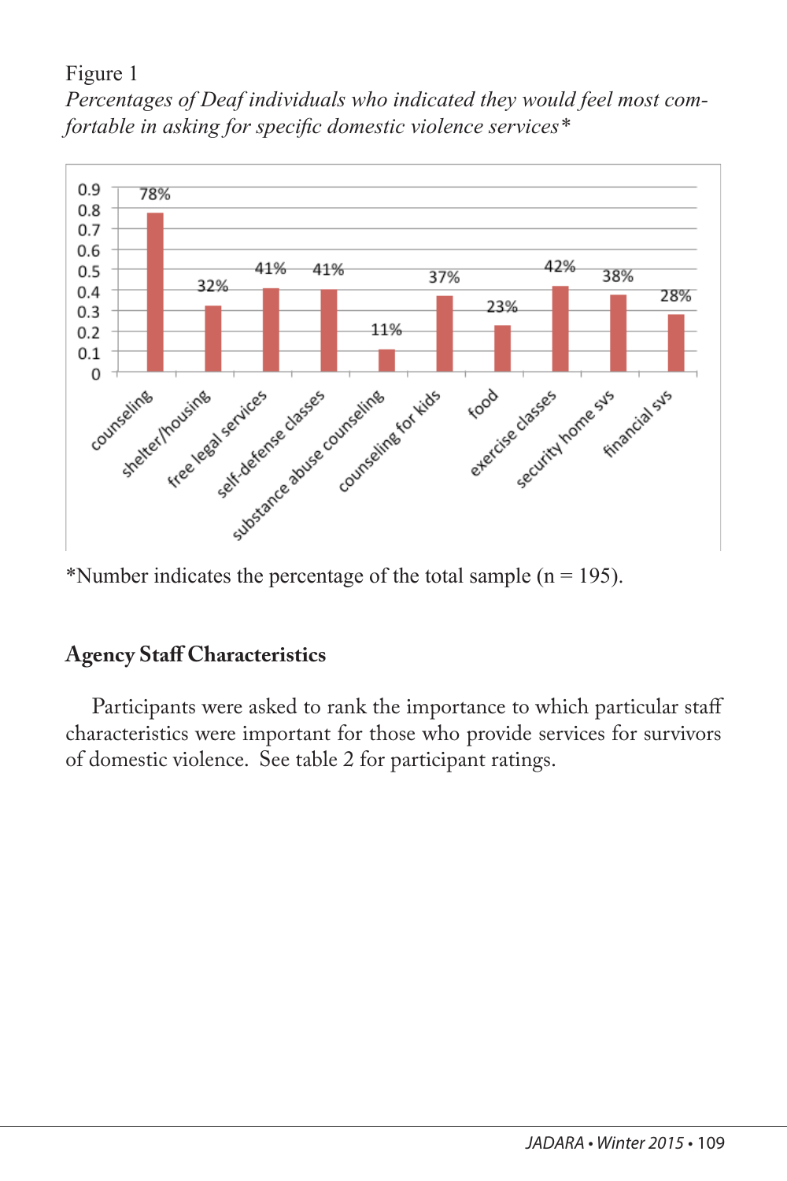Figure 1

*Percentages of Deaf individuals who indicated they would feel most comfortable in asking for specific domestic violence services\**

| Service | Percentage |
|---|---|
| counseling | 78% |
| shelter/housing | 32% |
| free legal services | 41% |
| self-defense classes | 41% |
| substance abuse counseling | 11% |
| counseling for kids | 37% |
| food | 23% |
| exercise classes | 42% |
| security home svs | 38% |
| financial svs | 28% |

*Number indicates the percentage of the total sample (n = 195).

## Agency Staff Characteristics

Participants were asked to rank the importance to which particular staff characteristics were important for those who provide services for survivors of domestic violence. See table 2 for participant ratings.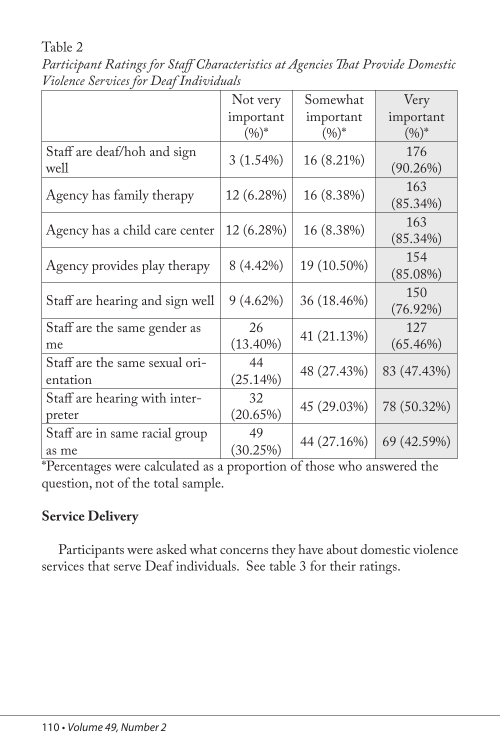Table 2

*Participant Ratings for Staff Characteristics at Agencies That Provide Domestic Violence Services for Deaf Individuals*

| | Not very important (%)* | Somewhat important (%)* | Very important (%)* |
|---|---|---|---|
| Staff are deaf/hoh and sign well | 3 (1.54%) | 16 (8.21%) | 176 (90.26%) |
| Agency has family therapy | 12 (6.28%) | 16 (8.38%) | 163 (85.34%) |
| Agency has a child care center | 12 (6.28%) | 16 (8.38%) | 163 (85.34%) |
| Agency provides play therapy | 8 (4.42%) | 19 (10.50%) | 154 (85.08%) |
| Staff are hearing and sign well | 9 (4.62%) | 36 (18.46%) | 150 (76.92%) |
| Staff are the same gender as me | 26 (13.40%) | 41 (21.13%) | 127 (65.46%) |
| Staff are the same sexual orientation | 44 (25.14%) | 48 (27.43%) | 83 (47.43%) |
| Staff are hearing with interpreter | 32 (20.65%) | 45 (29.03%) | 78 (50.32%) |
| Staff are in same racial group as me | 49 (30.25%) | 44 (27.16%) | 69 (42.59%) |

*Percentages were calculated as a proportion of those who answered the question, not of the total sample.

**Service Delivery**

Participants were asked what concerns they have about domestic violence services that serve Deaf individuals. See table 3 for their ratings.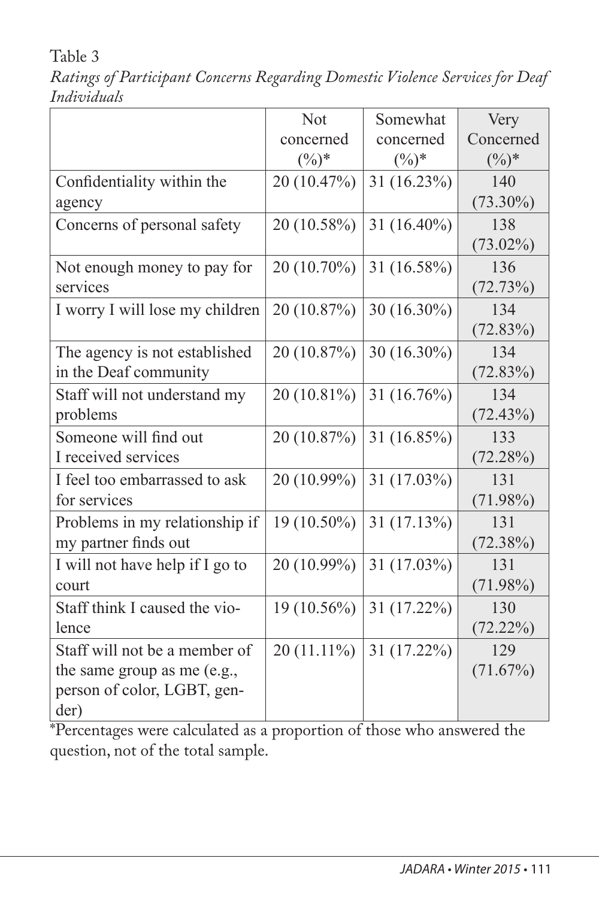Table 3

*Ratings of Participant Concerns Regarding Domestic Violence Services for Deaf Individuals*

| | Not concerned (%)* | Somewhat concerned (%)* | Very Concerned (%)* |
|---|---|---|---|
| Confidentiality within the agency | 20 (10.47%) | 31 (16.23%) | 140 (73.30%) |
| Concerns of personal safety | 20 (10.58%) | 31 (16.40%) | 138 (73.02%) |
| Not enough money to pay for services | 20 (10.70%) | 31 (16.58%) | 136 (72.73%) |
| I worry I will lose my children | 20 (10.87%) | 30 (16.30%) | 134 (72.83%) |
| The agency is not established in the Deaf community | 20 (10.87%) | 30 (16.30%) | 134 (72.83%) |
| Staff will not understand my problems | 20 (10.81%) | 31 (16.76%) | 134 (72.43%) |
| Someone will find out I received services | 20 (10.87%) | 31 (16.85%) | 133 (72.28%) |
| I feel too embarrassed to ask for services | 20 (10.99%) | 31 (17.03%) | 131 (71.98%) |
| Problems in my relationship if my partner finds out | 19 (10.50%) | 31 (17.13%) | 131 (72.38%) |
| I will not have help if I go to court | 20 (10.99%) | 31 (17.03%) | 131 (71.98%) |
| Staff think I caused the violence | 19 (10.56%) | 31 (17.22%) | 130 (72.22%) |
| Staff will not be a member of the same group as me (e.g., person of color, LGBT, gender) | 20 (11.11%) | 31 (17.22%) | 129 (71.67%) |

*Percentages were calculated as a proportion of those who answered the question, not of the total sample.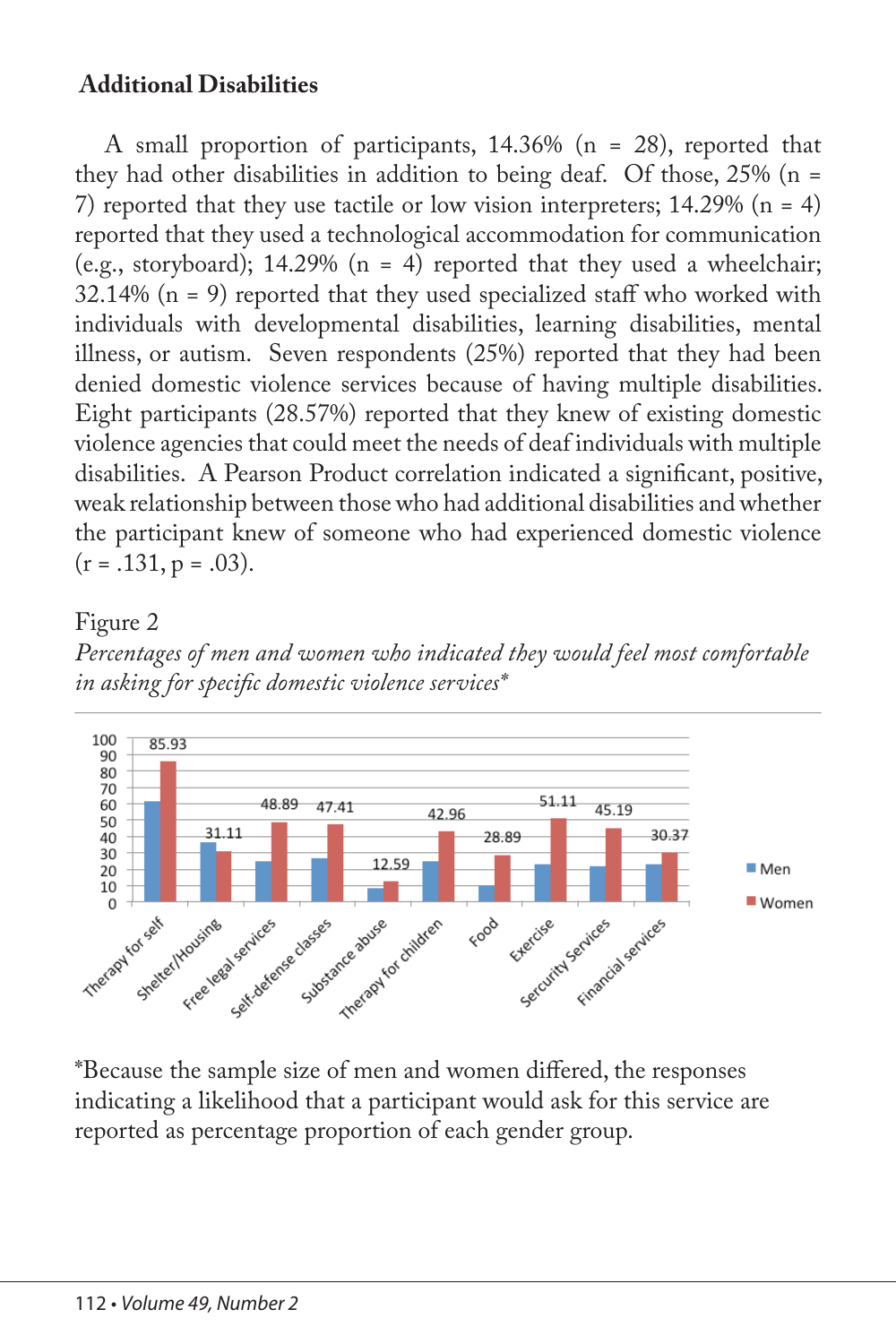## Additional Disabilities

A small proportion of participants, 14.36% (n = 28), reported that they had other disabilities in addition to being deaf. Of those, 25% (n = 7) reported that they use tactile or low vision interpreters; 14.29% (n = 4) reported that they used a technological accommodation for communication (e.g., storyboard); 14.29% (n = 4) reported that they used a wheelchair; 32.14% (n = 9) reported that they used specialized staff who worked with individuals with developmental disabilities, learning disabilities, mental illness, or autism. Seven respondents (25%) reported that they had been denied domestic violence services because of having multiple disabilities. Eight participants (28.57%) reported that they knew of existing domestic violence agencies that could meet the needs of deaf individuals with multiple disabilities. A Pearson Product correlation indicated a significant, positive, weak relationship between those who had additional disabilities and whether the participant knew of someone who had experienced domestic violence ($r = .131$, $p = .03$).

Figure 2

*Percentages of men and women who indicated they would feel most comfortable in asking for specific domestic violence services**

| Service | Women (%) |
|---|---|
| Therapy for self | 85.93 |
| Shelter/Housing | 31.11 |
| Free legal services | 48.89 |
| Self-defense classes | 47.41 |
| Substance abuse | 12.59 |
| Therapy for children | 42.96 |
| Food | 28.89 |
| Exercise | 51.11 |
| Sercurity Services | 45.19 |
| Financial services | 30.37 |

*Because the sample size of men and women differed, the responses indicating a likelihood that a participant would ask for this service are reported as percentage proportion of each gender group.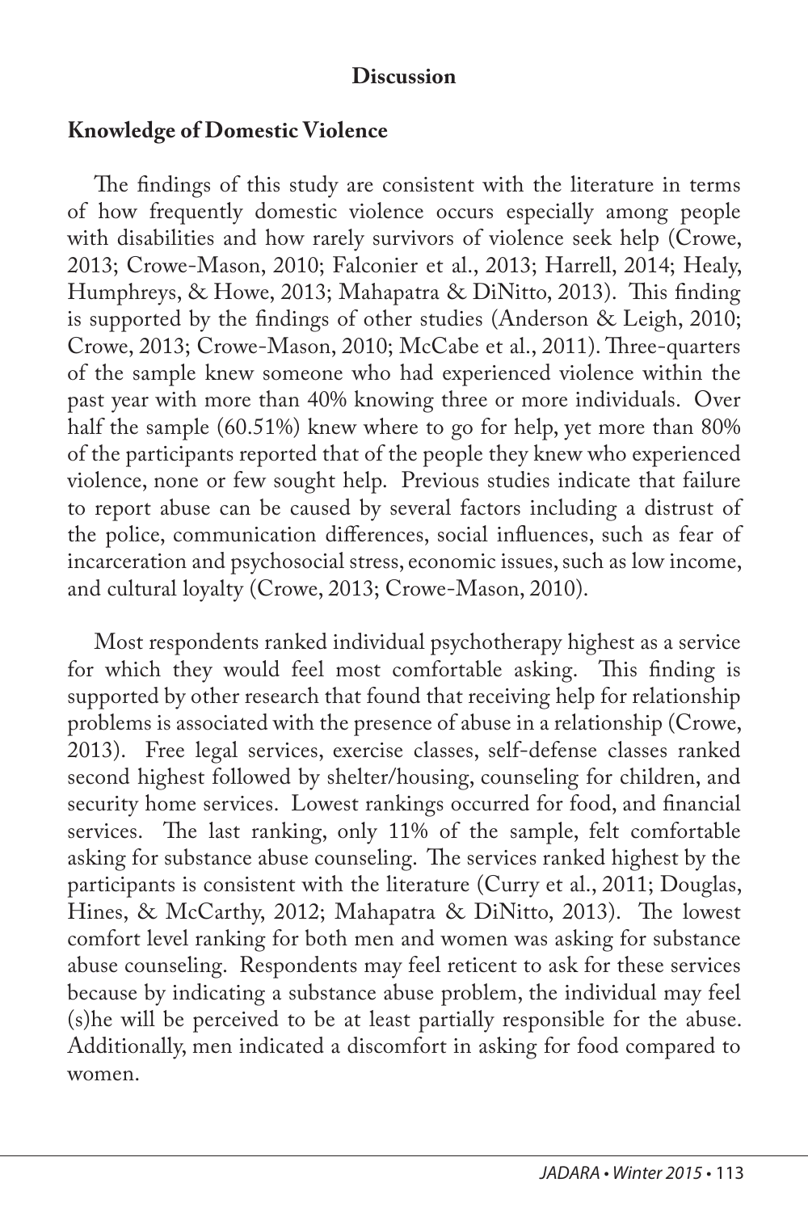## Discussion

### Knowledge of Domestic Violence

The findings of this study are consistent with the literature in terms of how frequently domestic violence occurs especially among people with disabilities and how rarely survivors of violence seek help (Crowe, 2013; Crowe-Mason, 2010; Falconier et al., 2013; Harrell, 2014; Healy, Humphreys, & Howe, 2013; Mahapatra & DiNitto, 2013). This finding is supported by the findings of other studies (Anderson & Leigh, 2010; Crowe, 2013; Crowe-Mason, 2010; McCabe et al., 2011). Three-quarters of the sample knew someone who had experienced violence within the past year with more than 40% knowing three or more individuals. Over half the sample (60.51%) knew where to go for help, yet more than 80% of the participants reported that of the people they knew who experienced violence, none or few sought help. Previous studies indicate that failure to report abuse can be caused by several factors including a distrust of the police, communication differences, social influences, such as fear of incarceration and psychosocial stress, economic issues, such as low income, and cultural loyalty (Crowe, 2013; Crowe-Mason, 2010).

Most respondents ranked individual psychotherapy highest as a service for which they would feel most comfortable asking. This finding is supported by other research that found that receiving help for relationship problems is associated with the presence of abuse in a relationship (Crowe, 2013). Free legal services, exercise classes, self-defense classes ranked second highest followed by shelter/housing, counseling for children, and security home services. Lowest rankings occurred for food, and financial services. The last ranking, only 11% of the sample, felt comfortable asking for substance abuse counseling. The services ranked highest by the participants is consistent with the literature (Curry et al., 2011; Douglas, Hines, & McCarthy, 2012; Mahapatra & DiNitto, 2013). The lowest comfort level ranking for both men and women was asking for substance abuse counseling. Respondents may feel reticent to ask for these services because by indicating a substance abuse problem, the individual may feel (s)he will be perceived to be at least partially responsible for the abuse. Additionally, men indicated a discomfort in asking for food compared to women.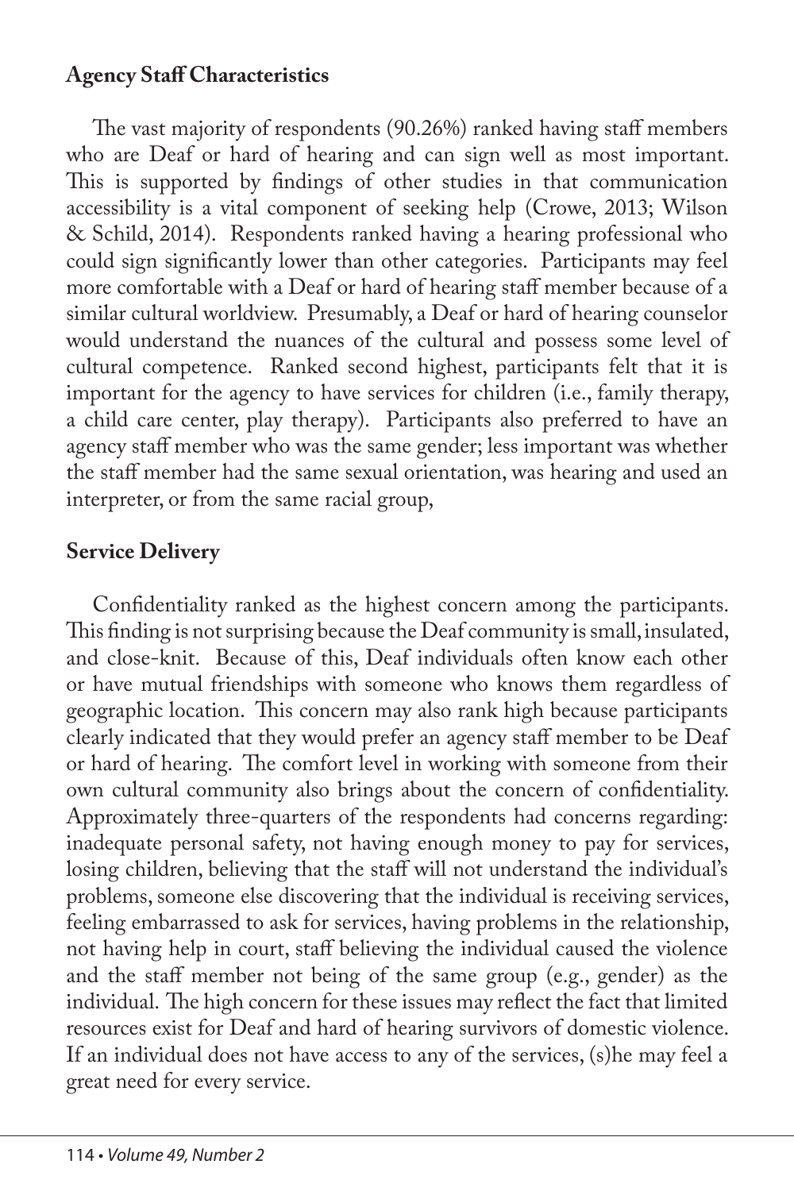**Agency Staff Characteristics**

The vast majority of respondents (90.26%) ranked having staff members who are Deaf or hard of hearing and can sign well as most important. This is supported by findings of other studies in that communication accessibility is a vital component of seeking help (Crowe, 2013; Wilson & Schild, 2014). Respondents ranked having a hearing professional who could sign significantly lower than other categories. Participants may feel more comfortable with a Deaf or hard of hearing staff member because of a similar cultural worldview. Presumably, a Deaf or hard of hearing counselor would understand the nuances of the cultural and possess some level of cultural competence. Ranked second highest, participants felt that it is important for the agency to have services for children (i.e., family therapy, a child care center, play therapy). Participants also preferred to have an agency staff member who was the same gender; less important was whether the staff member had the same sexual orientation, was hearing and used an interpreter, or from the same racial group,

**Service Delivery**

Confidentiality ranked as the highest concern among the participants. This finding is not surprising because the Deaf community is small, insulated, and close-knit. Because of this, Deaf individuals often know each other or have mutual friendships with someone who knows them regardless of geographic location. This concern may also rank high because participants clearly indicated that they would prefer an agency staff member to be Deaf or hard of hearing. The comfort level in working with someone from their own cultural community also brings about the concern of confidentiality. Approximately three-quarters of the respondents had concerns regarding: inadequate personal safety, not having enough money to pay for services, losing children, believing that the staff will not understand the individual's problems, someone else discovering that the individual is receiving services, feeling embarrassed to ask for services, having problems in the relationship, not having help in court, staff believing the individual caused the violence and the staff member not being of the same group (e.g., gender) as the individual. The high concern for these issues may reflect the fact that limited resources exist for Deaf and hard of hearing survivors of domestic violence. If an individual does not have access to any of the services, (s)he may feel a great need for every service.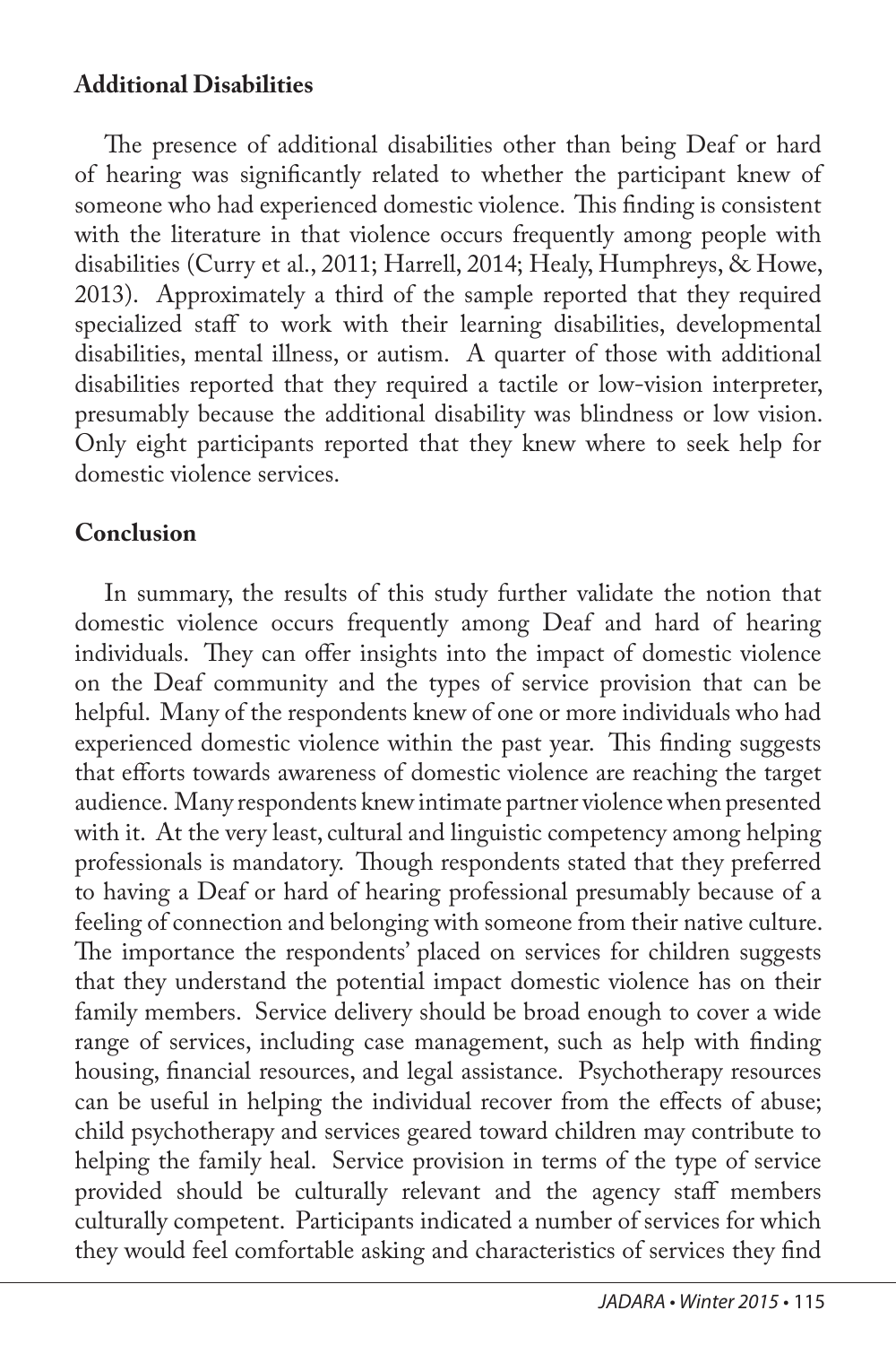**Additional Disabilities**

The presence of additional disabilities other than being Deaf or hard of hearing was significantly related to whether the participant knew of someone who had experienced domestic violence. This finding is consistent with the literature in that violence occurs frequently among people with disabilities (Curry et al., 2011; Harrell, 2014; Healy, Humphreys, & Howe, 2013). Approximately a third of the sample reported that they required specialized staff to work with their learning disabilities, developmental disabilities, mental illness, or autism. A quarter of those with additional disabilities reported that they required a tactile or low-vision interpreter, presumably because the additional disability was blindness or low vision. Only eight participants reported that they knew where to seek help for domestic violence services.

**Conclusion**

In summary, the results of this study further validate the notion that domestic violence occurs frequently among Deaf and hard of hearing individuals. They can offer insights into the impact of domestic violence on the Deaf community and the types of service provision that can be helpful. Many of the respondents knew of one or more individuals who had experienced domestic violence within the past year. This finding suggests that efforts towards awareness of domestic violence are reaching the target audience. Many respondents knew intimate partner violence when presented with it. At the very least, cultural and linguistic competency among helping professionals is mandatory. Though respondents stated that they preferred to having a Deaf or hard of hearing professional presumably because of a feeling of connection and belonging with someone from their native culture. The importance the respondents' placed on services for children suggests that they understand the potential impact domestic violence has on their family members. Service delivery should be broad enough to cover a wide range of services, including case management, such as help with finding housing, financial resources, and legal assistance. Psychotherapy resources can be useful in helping the individual recover from the effects of abuse; child psychotherapy and services geared toward children may contribute to helping the family heal. Service provision in terms of the type of service provided should be culturally relevant and the agency staff members culturally competent. Participants indicated a number of services for which they would feel comfortable asking and characteristics of services they find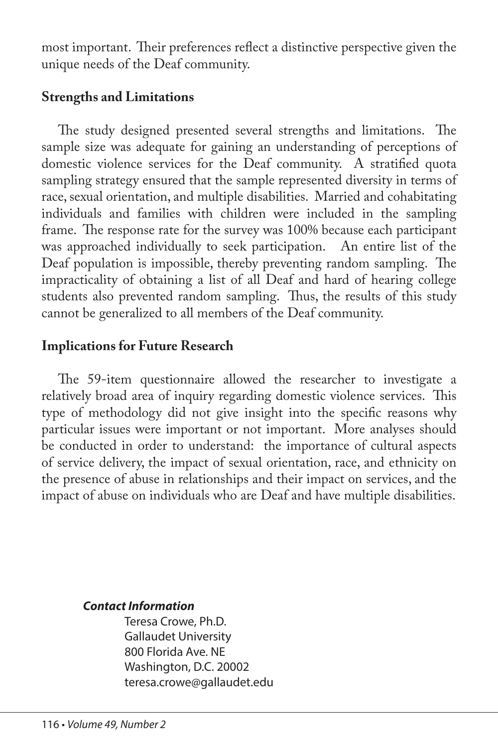most important. Their preferences reflect a distinctive perspective given the unique needs of the Deaf community.

## Strengths and Limitations

The study designed presented several strengths and limitations. The sample size was adequate for gaining an understanding of perceptions of domestic violence services for the Deaf community. A stratified quota sampling strategy ensured that the sample represented diversity in terms of race, sexual orientation, and multiple disabilities. Married and cohabitating individuals and families with children were included in the sampling frame. The response rate for the survey was 100% because each participant was approached individually to seek participation. An entire list of the Deaf population is impossible, thereby preventing random sampling. The impracticality of obtaining a list of all Deaf and hard of hearing college students also prevented random sampling. Thus, the results of this study cannot be generalized to all members of the Deaf community.

## Implications for Future Research

The 59-item questionnaire allowed the researcher to investigate a relatively broad area of inquiry regarding domestic violence services. This type of methodology did not give insight into the specific reasons why particular issues were important or not important. More analyses should be conducted in order to understand: the importance of cultural aspects of service delivery, the impact of sexual orientation, race, and ethnicity on the presence of abuse in relationships and their impact on services, and the impact of abuse on individuals who are Deaf and have multiple disabilities.

***Contact Information***

Teresa Crowe, Ph.D.
Gallaudet University
800 Florida Ave. NE
Washington, D.C. 20002
teresa.crowe@gallaudet.edu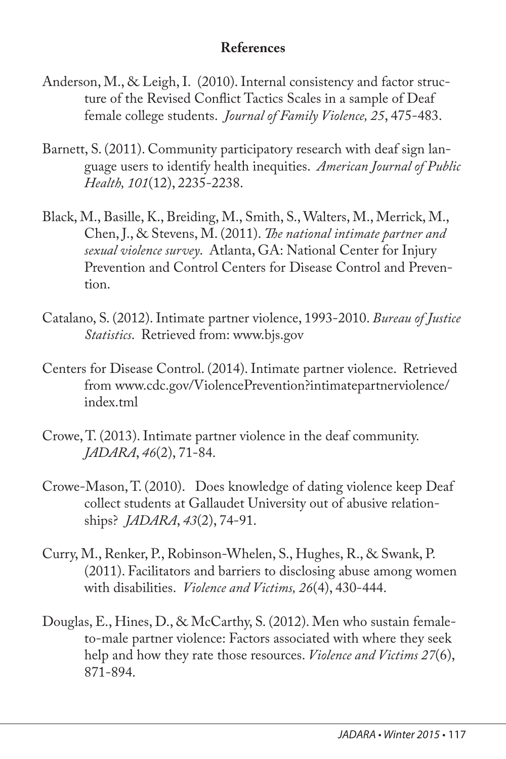## References

Anderson, M., & Leigh, I. (2010). Internal consistency and factor structure of the Revised Conflict Tactics Scales in a sample of Deaf female college students. *Journal of Family Violence, 25*, 475-483.

Barnett, S. (2011). Community participatory research with deaf sign language users to identify health inequities. *American Journal of Public Health, 101*(12), 2235-2238.

Black, M., Basille, K., Breiding, M., Smith, S., Walters, M., Merrick, M., Chen, J., & Stevens, M. (2011). *The national intimate partner and sexual violence survey*. Atlanta, GA: National Center for Injury Prevention and Control Centers for Disease Control and Prevention.

Catalano, S. (2012). Intimate partner violence, 1993-2010. *Bureau of Justice Statistics*. Retrieved from: www.bjs.gov

Centers for Disease Control. (2014). Intimate partner violence. Retrieved from www.cdc.gov/ViolencePrevention?intimatepartnerviolence/index.tml

Crowe, T. (2013). Intimate partner violence in the deaf community. *JADARA*, *46*(2), 71-84.

Crowe-Mason, T. (2010). Does knowledge of dating violence keep Deaf collect students at Gallaudet University out of abusive relationships? *JADARA*, *43*(2), 74-91.

Curry, M., Renker, P., Robinson-Whelen, S., Hughes, R., & Swank, P. (2011). Facilitators and barriers to disclosing abuse among women with disabilities. *Violence and Victims, 26*(4), 430-444.

Douglas, E., Hines, D., & McCarthy, S. (2012). Men who sustain female-to-male partner violence: Factors associated with where they seek help and how they rate those resources. *Violence and Victims 27*(6), 871-894.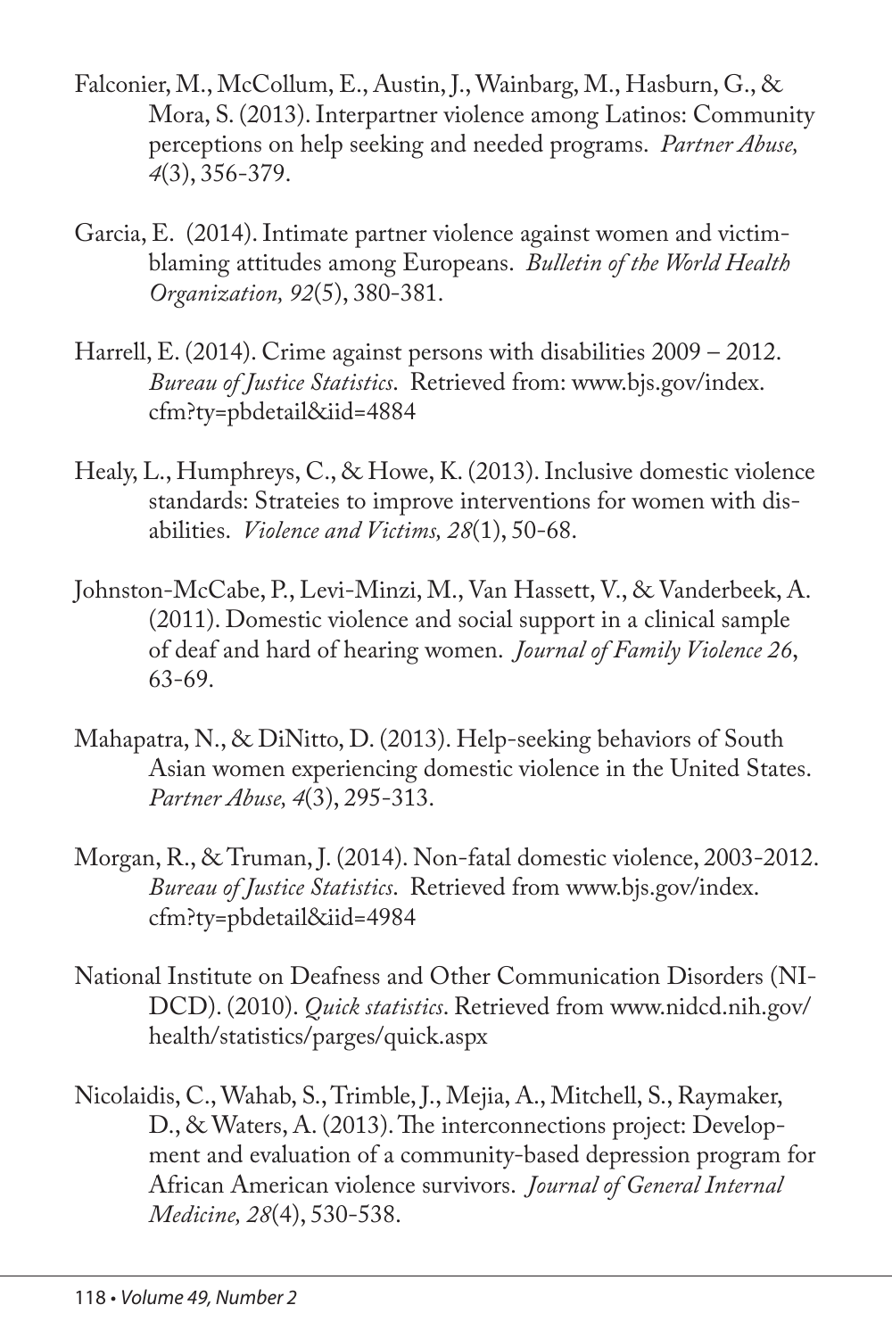Falconier, M., McCollum, E., Austin, J., Wainbarg, M., Hasburn, G., & Mora, S. (2013). Interpartner violence among Latinos: Community perceptions on help seeking and needed programs. *Partner Abuse, 4*(3), 356-379.

Garcia, E. (2014). Intimate partner violence against women and victim-blaming attitudes among Europeans. *Bulletin of the World Health Organization, 92*(5), 380-381.

Harrell, E. (2014). Crime against persons with disabilities 2009 – 2012. *Bureau of Justice Statistics*. Retrieved from: www.bjs.gov/index.cfm?ty=pbdetail&iid=4884

Healy, L., Humphreys, C., & Howe, K. (2013). Inclusive domestic violence standards: Strateies to improve interventions for women with disabilities. *Violence and Victims, 28*(1), 50-68.

Johnston-McCabe, P., Levi-Minzi, M., Van Hassett, V., & Vanderbeek, A. (2011). Domestic violence and social support in a clinical sample of deaf and hard of hearing women. *Journal of Family Violence 26*, 63-69.

Mahapatra, N., & DiNitto, D. (2013). Help-seeking behaviors of South Asian women experiencing domestic violence in the United States. *Partner Abuse, 4*(3), 295-313.

Morgan, R., & Truman, J. (2014). Non-fatal domestic violence, 2003-2012. *Bureau of Justice Statistics*. Retrieved from www.bjs.gov/index.cfm?ty=pbdetail&iid=4984

National Institute on Deafness and Other Communication Disorders (NIDCD). (2010). *Quick statistics*. Retrieved from www.nidcd.nih.gov/health/statistics/parges/quick.aspx

Nicolaidis, C., Wahab, S., Trimble, J., Mejia, A., Mitchell, S., Raymaker, D., & Waters, A. (2013). The interconnections project: Development and evaluation of a community-based depression program for African American violence survivors. *Journal of General Internal Medicine, 28*(4), 530-538.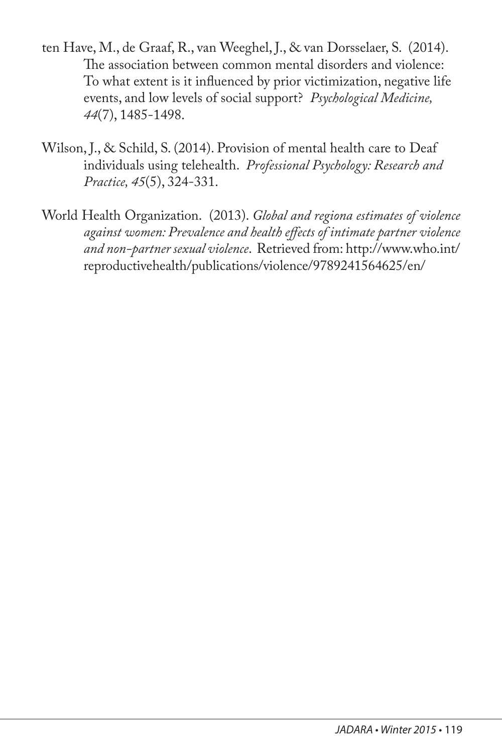ten Have, M., de Graaf, R., van Weeghel, J., & van Dorsselaer, S. (2014). The association between common mental disorders and violence: To what extent is it influenced by prior victimization, negative life events, and low levels of social support? *Psychological Medicine, 44*(7), 1485-1498.

Wilson, J., & Schild, S. (2014). Provision of mental health care to Deaf individuals using telehealth. *Professional Psychology: Research and Practice, 45*(5), 324-331.

World Health Organization. (2013). *Global and regiona estimates of violence against women: Prevalence and health effects of intimate partner violence and non-partner sexual violence*. Retrieved from: http://www.who.int/reproductivehealth/publications/violence/9789241564625/en/